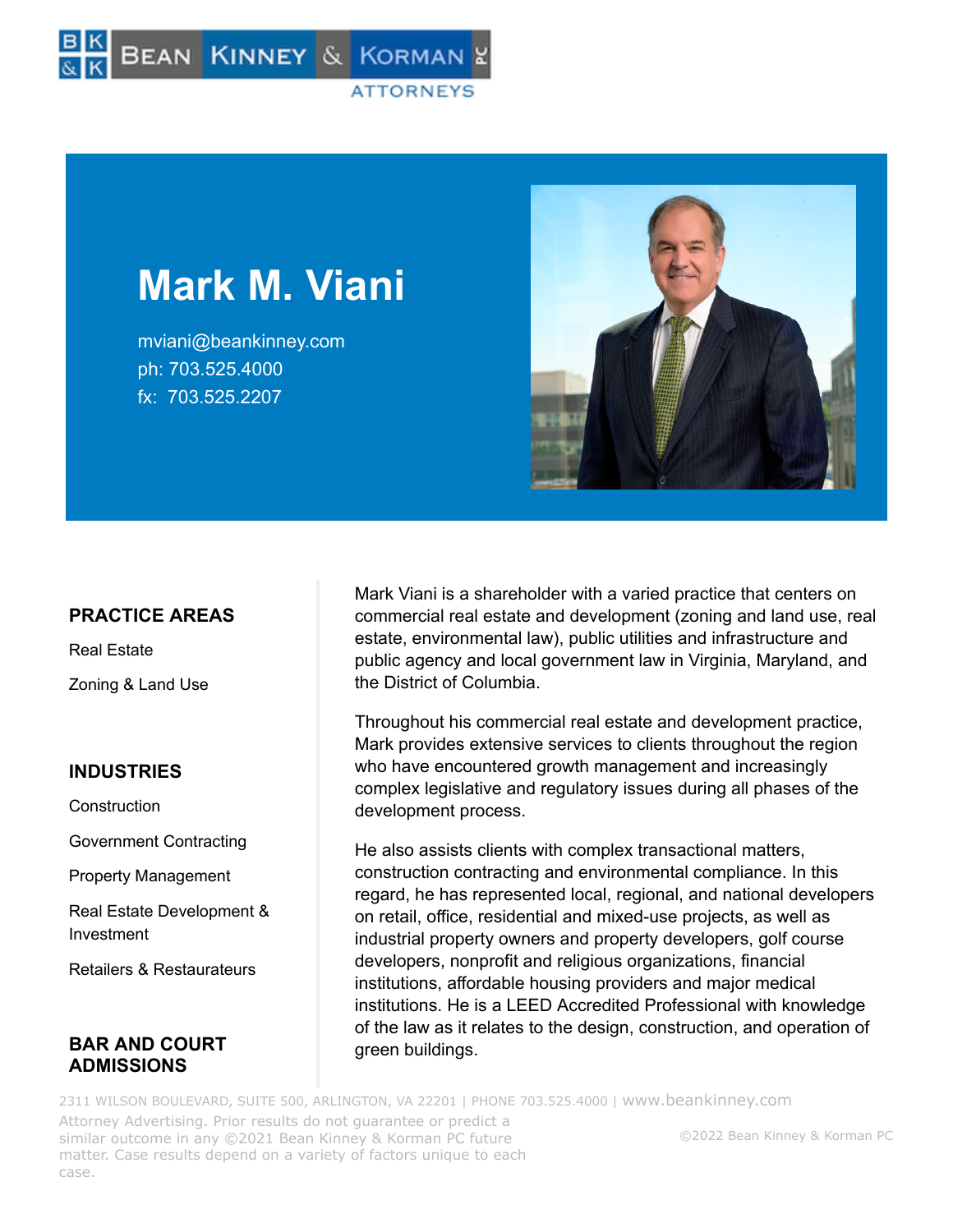# Mark M. Viani

mviani@beankinney.com
ph: 703.525.4000
fx: 703.525.2207

Mark Viani is a shareholder with a varied practice that centers on commercial real estate and development (zoning and land use, real estate, environmental law), public utilities and infrastructure and public agency and local government law in Virginia, Maryland, and the District of Columbia.

Throughout his commercial real estate and development practice, Mark provides extensive services to clients throughout the region who have encountered growth management and increasingly complex legislative and regulatory issues during all phases of the development process.

He also assists clients with complex transactional matters, construction contracting and environmental compliance. In this regard, he has represented local, regional, and national developers on retail, office, residential and mixed-use projects, as well as industrial property owners and property developers, golf course developers, nonprofit and religious organizations, financial institutions, affordable housing providers and major medical institutions. He is a LEED Accredited Professional with knowledge of the law as it relates to the design, construction, and operation of green buildings.

## PRACTICE AREAS

Real Estate

Zoning & Land Use

## INDUSTRIES

Construction

Government Contracting

Property Management

Real Estate Development & Investment

Retailers & Restaurateurs

## BAR AND COURT ADMISSIONS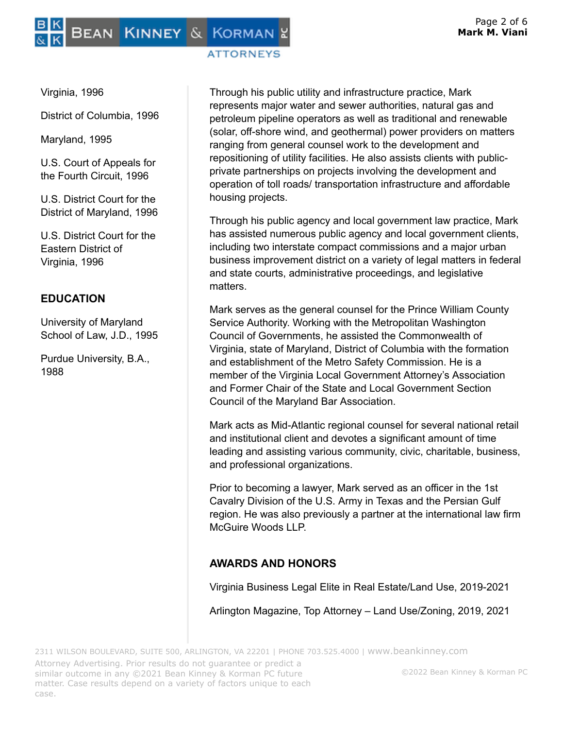Virginia, 1996

District of Columbia, 1996

Maryland, 1995

U.S. Court of Appeals for the Fourth Circuit, 1996

U.S. District Court for the District of Maryland, 1996

U.S. District Court for the Eastern District of Virginia, 1996

## EDUCATION

University of Maryland School of Law, J.D., 1995

Purdue University, B.A., 1988

Through his public utility and infrastructure practice, Mark represents major water and sewer authorities, natural gas and petroleum pipeline operators as well as traditional and renewable (solar, off-shore wind, and geothermal) power providers on matters ranging from general counsel work to the development and repositioning of utility facilities. He also assists clients with public-private partnerships on projects involving the development and operation of toll roads/ transportation infrastructure and affordable housing projects.

Through his public agency and local government law practice, Mark has assisted numerous public agency and local government clients, including two interstate compact commissions and a major urban business improvement district on a variety of legal matters in federal and state courts, administrative proceedings, and legislative matters.

Mark serves as the general counsel for the Prince William County Service Authority. Working with the Metropolitan Washington Council of Governments, he assisted the Commonwealth of Virginia, state of Maryland, District of Columbia with the formation and establishment of the Metro Safety Commission. He is a member of the Virginia Local Government Attorney's Association and Former Chair of the State and Local Government Section Council of the Maryland Bar Association.

Mark acts as Mid-Atlantic regional counsel for several national retail and institutional client and devotes a significant amount of time leading and assisting various community, civic, charitable, business, and professional organizations.

Prior to becoming a lawyer, Mark served as an officer in the 1st Cavalry Division of the U.S. Army in Texas and the Persian Gulf region. He was also previously a partner at the international law firm McGuire Woods LLP.

## AWARDS AND HONORS

Virginia Business Legal Elite in Real Estate/Land Use, 2019-2021

Arlington Magazine, Top Attorney – Land Use/Zoning, 2019, 2021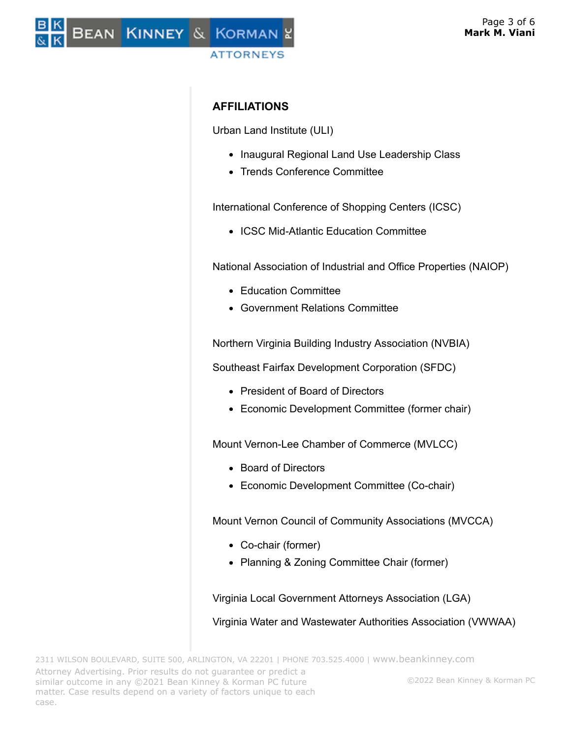## AFFILIATIONS

Urban Land Institute (ULI)

- Inaugural Regional Land Use Leadership Class
- Trends Conference Committee

International Conference of Shopping Centers (ICSC)

- ICSC Mid-Atlantic Education Committee

National Association of Industrial and Office Properties (NAIOP)

- Education Committee
- Government Relations Committee

Northern Virginia Building Industry Association (NVBIA)

Southeast Fairfax Development Corporation (SFDC)

- President of Board of Directors
- Economic Development Committee (former chair)

Mount Vernon-Lee Chamber of Commerce (MVLCC)

- Board of Directors
- Economic Development Committee (Co-chair)

Mount Vernon Council of Community Associations (MVCCA)

- Co-chair (former)
- Planning & Zoning Committee Chair (former)

Virginia Local Government Attorneys Association (LGA)

Virginia Water and Wastewater Authorities Association (VWWAA)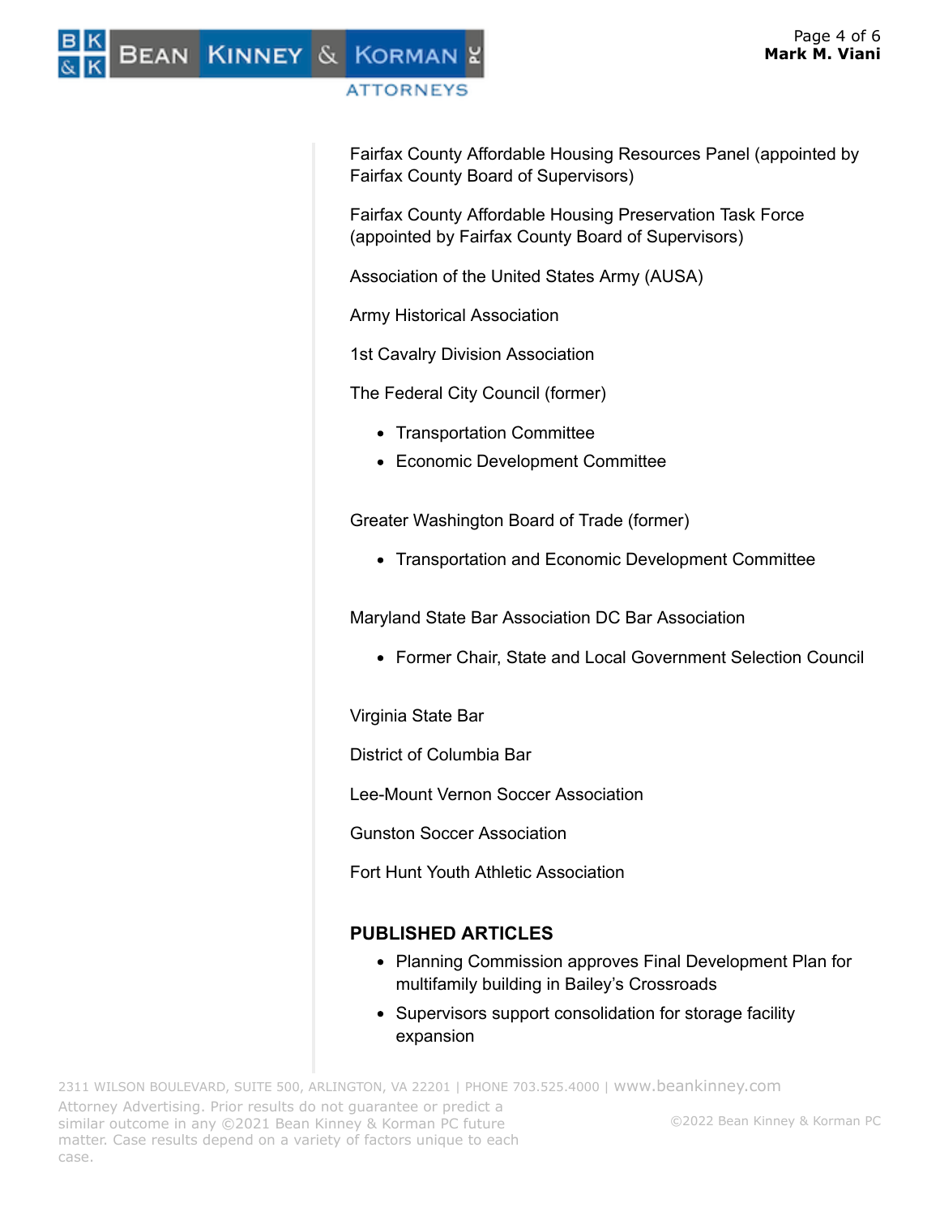Fairfax County Affordable Housing Resources Panel (appointed by Fairfax County Board of Supervisors)

Fairfax County Affordable Housing Preservation Task Force (appointed by Fairfax County Board of Supervisors)

Association of the United States Army (AUSA)

Army Historical Association

1st Cavalry Division Association

The Federal City Council (former)

- Transportation Committee
- Economic Development Committee

Greater Washington Board of Trade (former)

- Transportation and Economic Development Committee

Maryland State Bar Association DC Bar Association

- Former Chair, State and Local Government Selection Council

Virginia State Bar

District of Columbia Bar

Lee-Mount Vernon Soccer Association

Gunston Soccer Association

Fort Hunt Youth Athletic Association

## PUBLISHED ARTICLES

- Planning Commission approves Final Development Plan for multifamily building in Bailey's Crossroads
- Supervisors support consolidation for storage facility expansion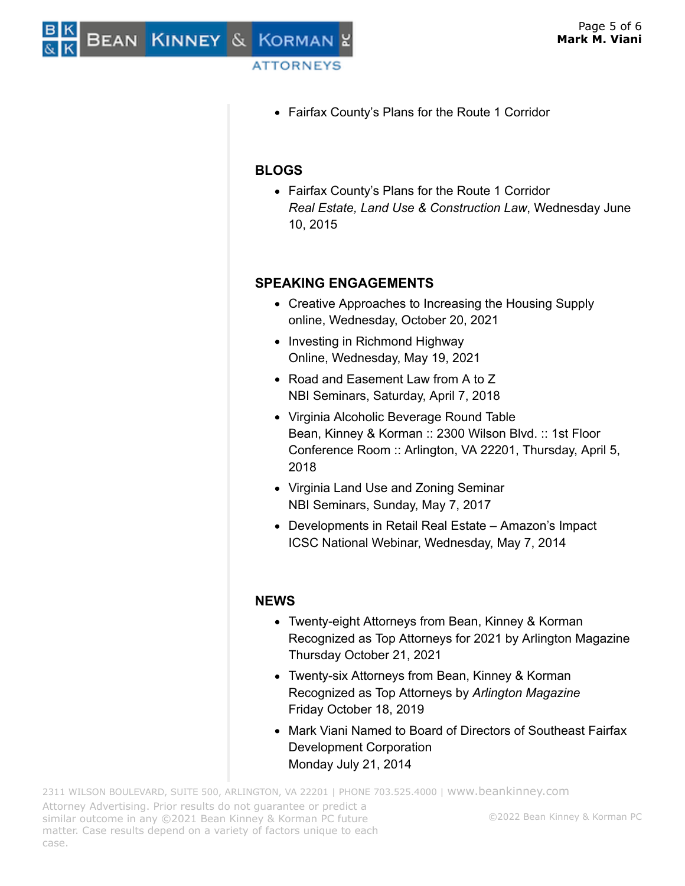- Fairfax County's Plans for the Route 1 Corridor

## BLOGS

- Fairfax County's Plans for the Route 1 Corridor
  *Real Estate, Land Use & Construction Law*, Wednesday June 10, 2015

## SPEAKING ENGAGEMENTS

- Creative Approaches to Increasing the Housing Supply
  online, Wednesday, October 20, 2021
- Investing in Richmond Highway
  Online, Wednesday, May 19, 2021
- Road and Easement Law from A to Z
  NBI Seminars, Saturday, April 7, 2018
- Virginia Alcoholic Beverage Round Table
  Bean, Kinney & Korman :: 2300 Wilson Blvd. :: 1st Floor Conference Room :: Arlington, VA 22201, Thursday, April 5, 2018
- Virginia Land Use and Zoning Seminar
  NBI Seminars, Sunday, May 7, 2017
- Developments in Retail Real Estate – Amazon's Impact
  ICSC National Webinar, Wednesday, May 7, 2014

## NEWS

- Twenty-eight Attorneys from Bean, Kinney & Korman Recognized as Top Attorneys for 2021 by Arlington Magazine
  Thursday October 21, 2021
- Twenty-six Attorneys from Bean, Kinney & Korman Recognized as Top Attorneys by *Arlington Magazine*
  Friday October 18, 2019
- Mark Viani Named to Board of Directors of Southeast Fairfax Development Corporation
  Monday July 21, 2014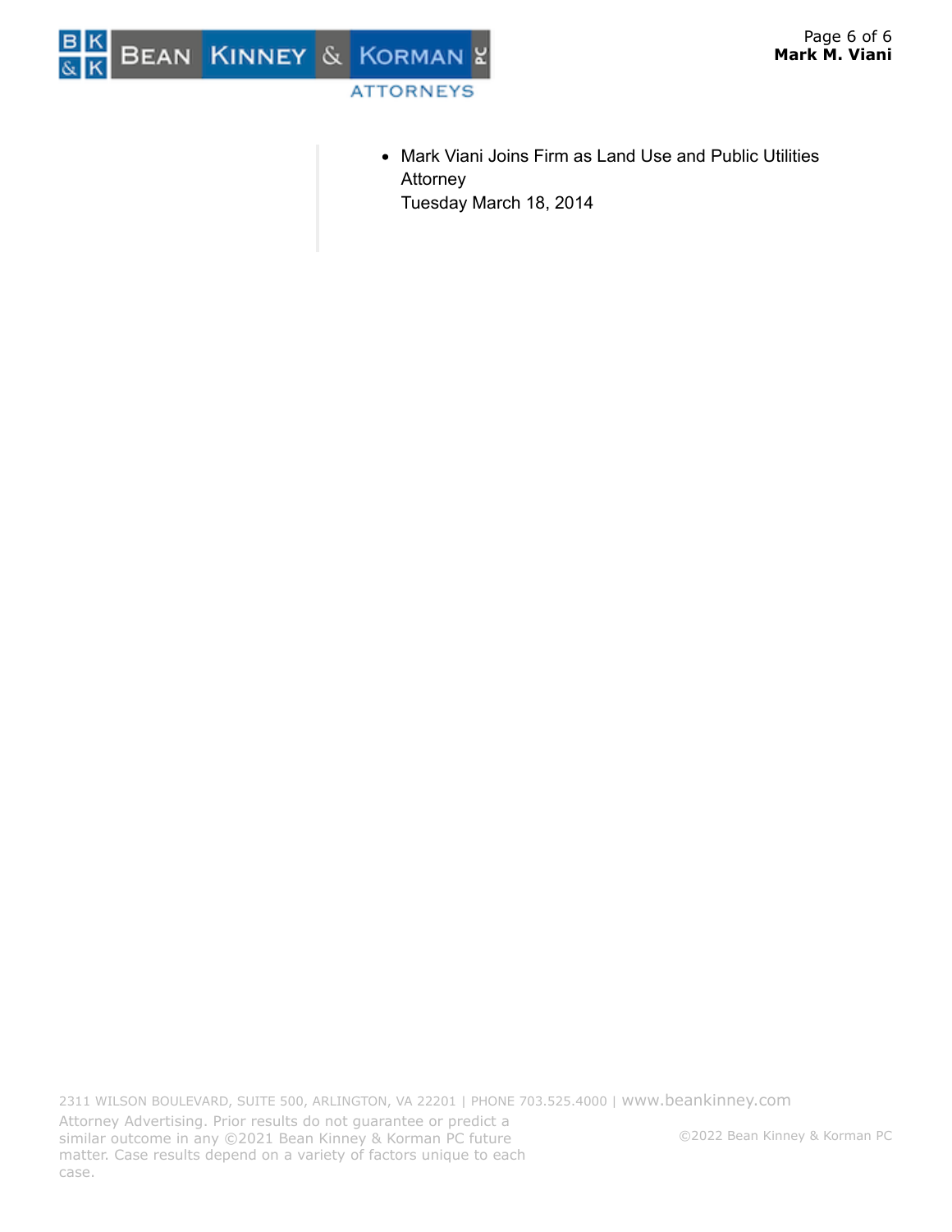- Mark Viani Joins Firm as Land Use and Public Utilities Attorney
  Tuesday March 18, 2014

2311 WILSON BOULEVARD, SUITE 500, ARLINGTON, VA 22201 | PHONE 703.525.4000 | www.beankinney.com

Attorney Advertising. Prior results do not guarantee or predict a similar outcome in any ©2021 Bean Kinney & Korman PC future matter. Case results depend on a variety of factors unique to each case.

©2022 Bean Kinney & Korman PC